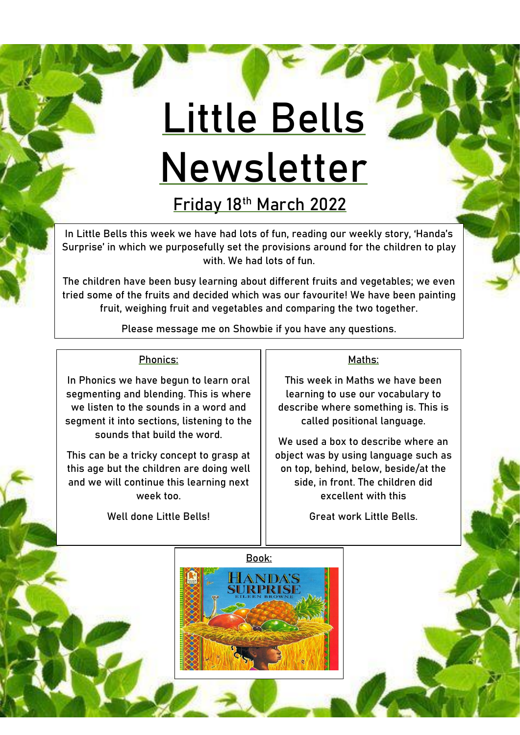# Little Bells Newsletter

## Friday 18th March 2022

In Little Bells this week we have had lots of fun, reading our weekly story, 'Handa's Surprise' in which we purposefully set the provisions around for the children to play with. We had lots of fun.

The children have been busy learning about different fruits and vegetables; we even tried some of the fruits and decided which was our favourite! We have been painting fruit, weighing fruit and vegetables and comparing the two together.

Please message me on Showbie if you have any questions.

### Phonics:

In Phonics we have begun to learn oral segmenting and blending. This is where we listen to the sounds in a word and segment it into sections, listening to the sounds that build the word.

This can be a tricky concept to grasp at this age but the children are doing well and we will continue this learning next week too.

Well done Little Bells!

### Maths:

This week in Maths we have been learning to use our vocabulary to describe where something is. This is called positional language.

We used a box to describe where an object was by using language such as on top, behind, below, beside/at the side, in front. The children did excellent with this

Great work Little Bells.

### Book:

HANDA'S SURPRISE
EILEEN BROWNE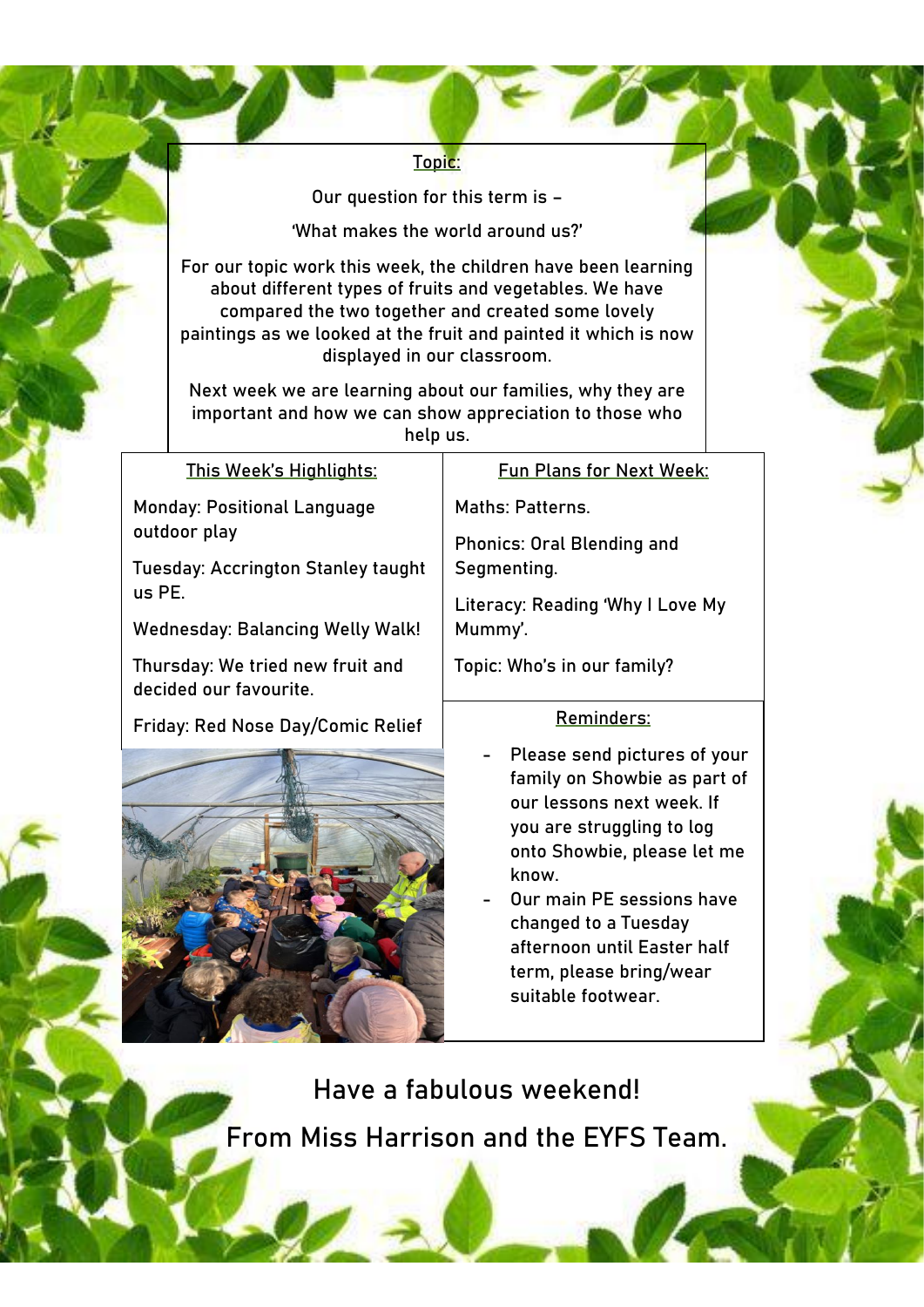## Topic:

Our question for this term is –

'What makes the world around us?'

For our topic work this week, the children have been learning about different types of fruits and vegetables. We have compared the two together and created some lovely paintings as we looked at the fruit and painted it which is now displayed in our classroom.

Next week we are learning about our families, why they are important and how we can show appreciation to those who help us.

## This Week's Highlights:

Monday: Positional Language outdoor play

Tuesday: Accrington Stanley taught us PE.

Wednesday: Balancing Welly Walk!

Thursday: We tried new fruit and decided our favourite.

Friday: Red Nose Day/Comic Relief

## Fun Plans for Next Week:

Maths: Patterns.

Phonics: Oral Blending and Segmenting.

Literacy: Reading 'Why I Love My Mummy'.

Topic: Who's in our family?

## Reminders:

- Please send pictures of your family on Showbie as part of our lessons next week. If you are struggling to log onto Showbie, please let me know.
- Our main PE sessions have changed to a Tuesday afternoon until Easter half term, please bring/wear suitable footwear.

Have a fabulous weekend!

From Miss Harrison and the EYFS Team.